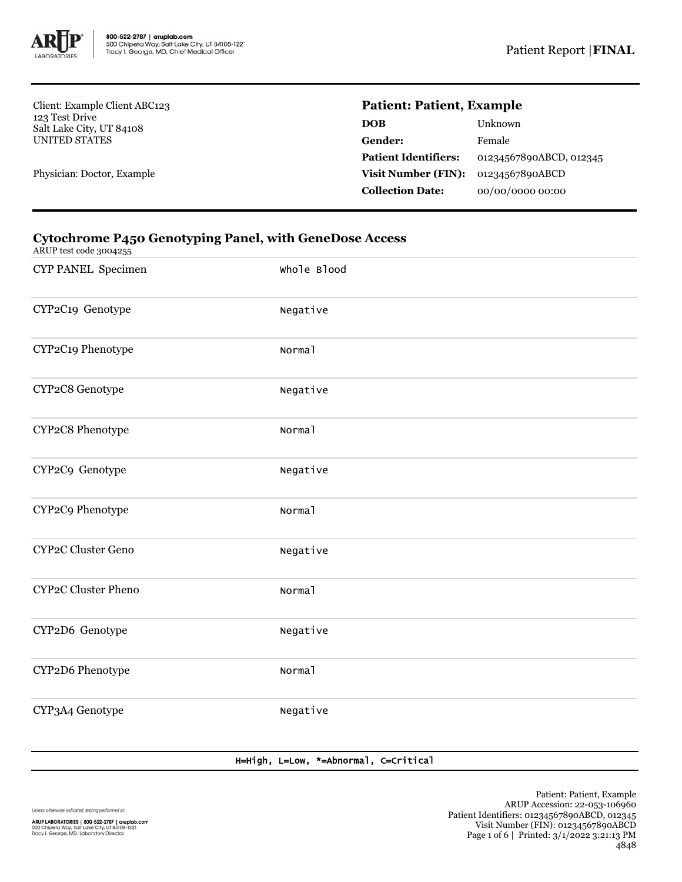Client: Example Client ABC123
123 Test Drive
Salt Lake City, UT 84108
UNITED STATES

Physician: Doctor, Example

## Patient: Patient, Example

| | |
|---|---|
| **DOB** | Unknown |
| **Gender:** | Female |
| **Patient Identifiers:** | 01234567890ABCD, 012345 |
| **Visit Number (FIN):** | 01234567890ABCD |
| **Collection Date:** | 00/00/0000 00:00 |

## Cytochrome P450 Genotyping Panel, with GeneDose Access

ARUP test code 3004255

| | |
|---|---|
| CYP PANEL Specimen | Whole Blood |
| CYP2C19 Genotype | Negative |
| CYP2C19 Phenotype | Normal |
| CYP2C8 Genotype | Negative |
| CYP2C8 Phenotype | Normal |
| CYP2C9 Genotype | Negative |
| CYP2C9 Phenotype | Normal |
| CYP2C Cluster Geno | Negative |
| CYP2C Cluster Pheno | Normal |
| CYP2D6 Genotype | Negative |
| CYP2D6 Phenotype | Normal |
| CYP3A4 Genotype | Negative |

H=High, L=Low, *=Abnormal, C=Critical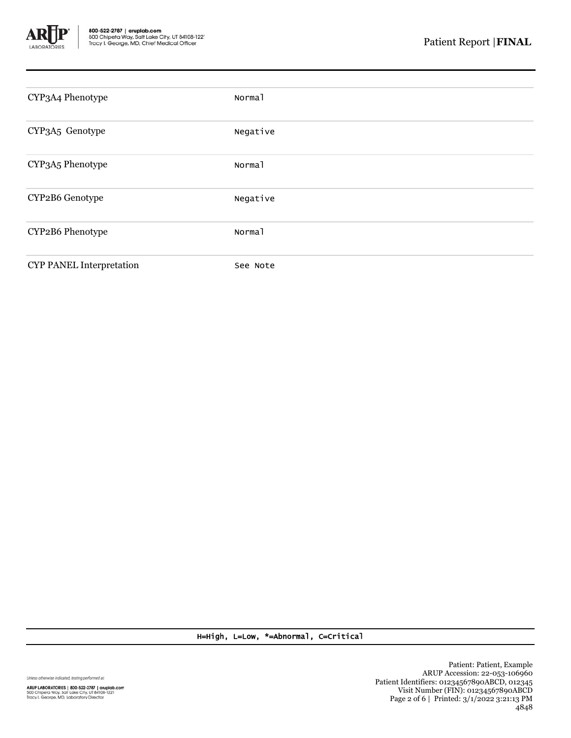| | |
|---|---|
| CYP3A4 Phenotype | Normal |
| CYP3A5 Genotype | Negative |
| CYP3A5 Phenotype | Normal |
| CYP2B6 Genotype | Negative |
| CYP2B6 Phenotype | Normal |
| CYP PANEL Interpretation | See Note |

H=High, L=Low, *=Abnormal, C=Critical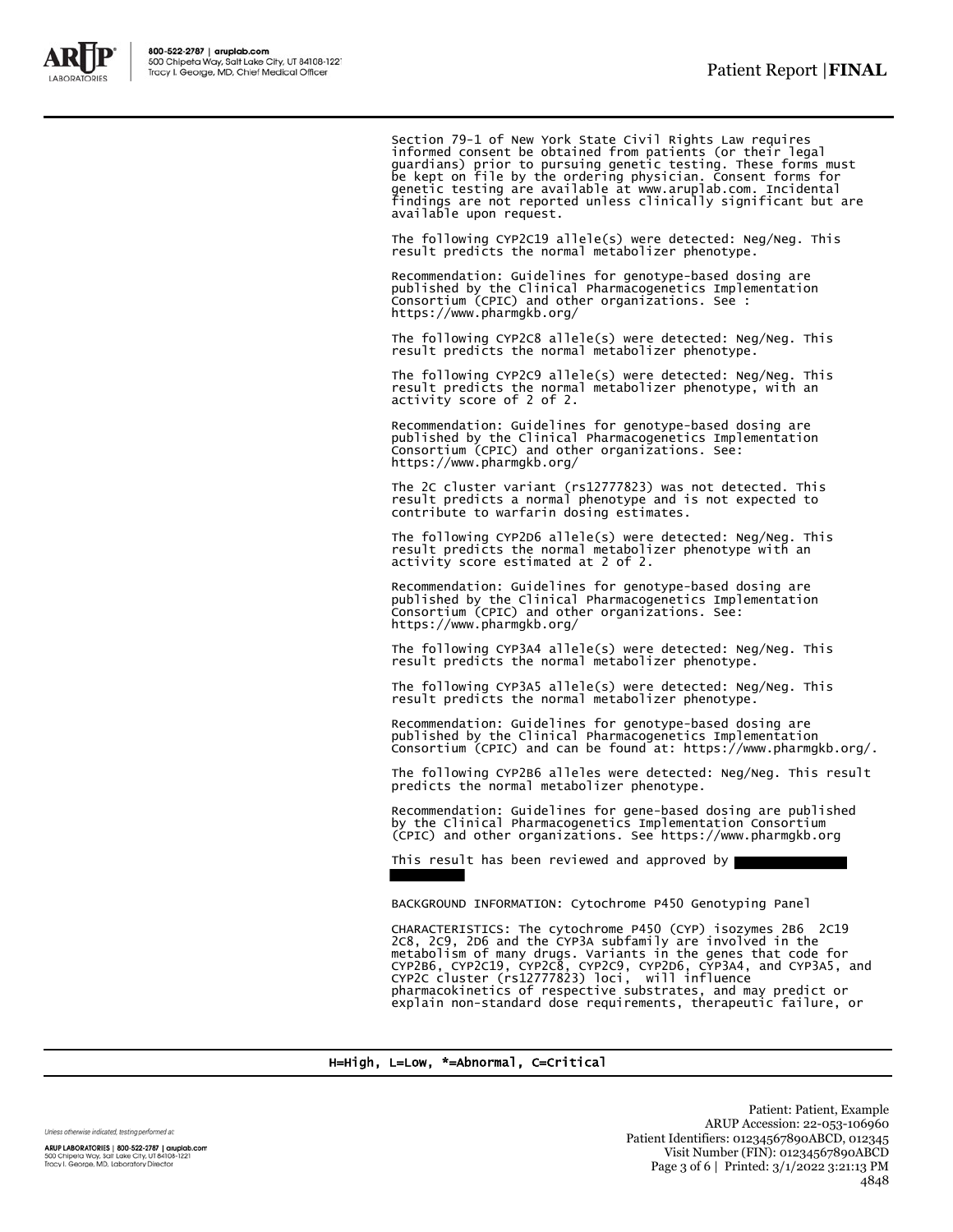Section 79-1 of New York State Civil Rights Law requires informed consent be obtained from patients (or their legal guardians) prior to pursuing genetic testing. These forms must be kept on file by the ordering physician. Consent forms for genetic testing are available at www.aruplab.com. Incidental findings are not reported unless clinically significant but are available upon request.

The following CYP2C19 allele(s) were detected: Neg/Neg. This result predicts the normal metabolizer phenotype.

Recommendation: Guidelines for genotype-based dosing are published by the Clinical Pharmacogenetics Implementation Consortium (CPIC) and other organizations. See : https://www.pharmgkb.org/

The following CYP2C8 allele(s) were detected: Neg/Neg. This result predicts the normal metabolizer phenotype.

The following CYP2C9 allele(s) were detected: Neg/Neg. This result predicts the normal metabolizer phenotype, with an activity score of 2 of 2.

Recommendation: Guidelines for genotype-based dosing are published by the Clinical Pharmacogenetics Implementation Consortium (CPIC) and other organizations. See: https://www.pharmgkb.org/

The 2C cluster variant (rs12777823) was not detected. This result predicts a normal phenotype and is not expected to contribute to warfarin dosing estimates.

The following CYP2D6 allele(s) were detected: Neg/Neg. This result predicts the normal metabolizer phenotype with an activity score estimated at 2 of 2.

Recommendation: Guidelines for genotype-based dosing are published by the Clinical Pharmacogenetics Implementation Consortium (CPIC) and other organizations. See: https://www.pharmgkb.org/

The following CYP3A4 allele(s) were detected: Neg/Neg. This result predicts the normal metabolizer phenotype.

The following CYP3A5 allele(s) were detected: Neg/Neg. This result predicts the normal metabolizer phenotype.

Recommendation: Guidelines for genotype-based dosing are published by the Clinical Pharmacogenetics Implementation Consortium (CPIC) and can be found at: https://www.pharmgkb.org/.

The following CYP2B6 alleles were detected: Neg/Neg. This result predicts the normal metabolizer phenotype.

Recommendation: Guidelines for gene-based dosing are published by the Clinical Pharmacogenetics Implementation Consortium (CPIC) and other organizations. See https://www.pharmgkb.org

This result has been reviewed and approved by

BACKGROUND INFORMATION: Cytochrome P450 Genotyping Panel

CHARACTERISTICS: The cytochrome P450 (CYP) isozymes 2B6 2C19 2C8, 2C9, 2D6 and the CYP3A subfamily are involved in the metabolism of many drugs. Variants in the genes that code for CYP2B6, CYP2C19, CYP2C8, CYP2C9, CYP2D6, CYP3A4, and CYP3A5, and CYP2C cluster (rs12777823) loci, will influence pharmacokinetics of respective substrates, and may predict or explain non-standard dose requirements, therapeutic failure, or

H=High, L=Low, *=Abnormal, C=Critical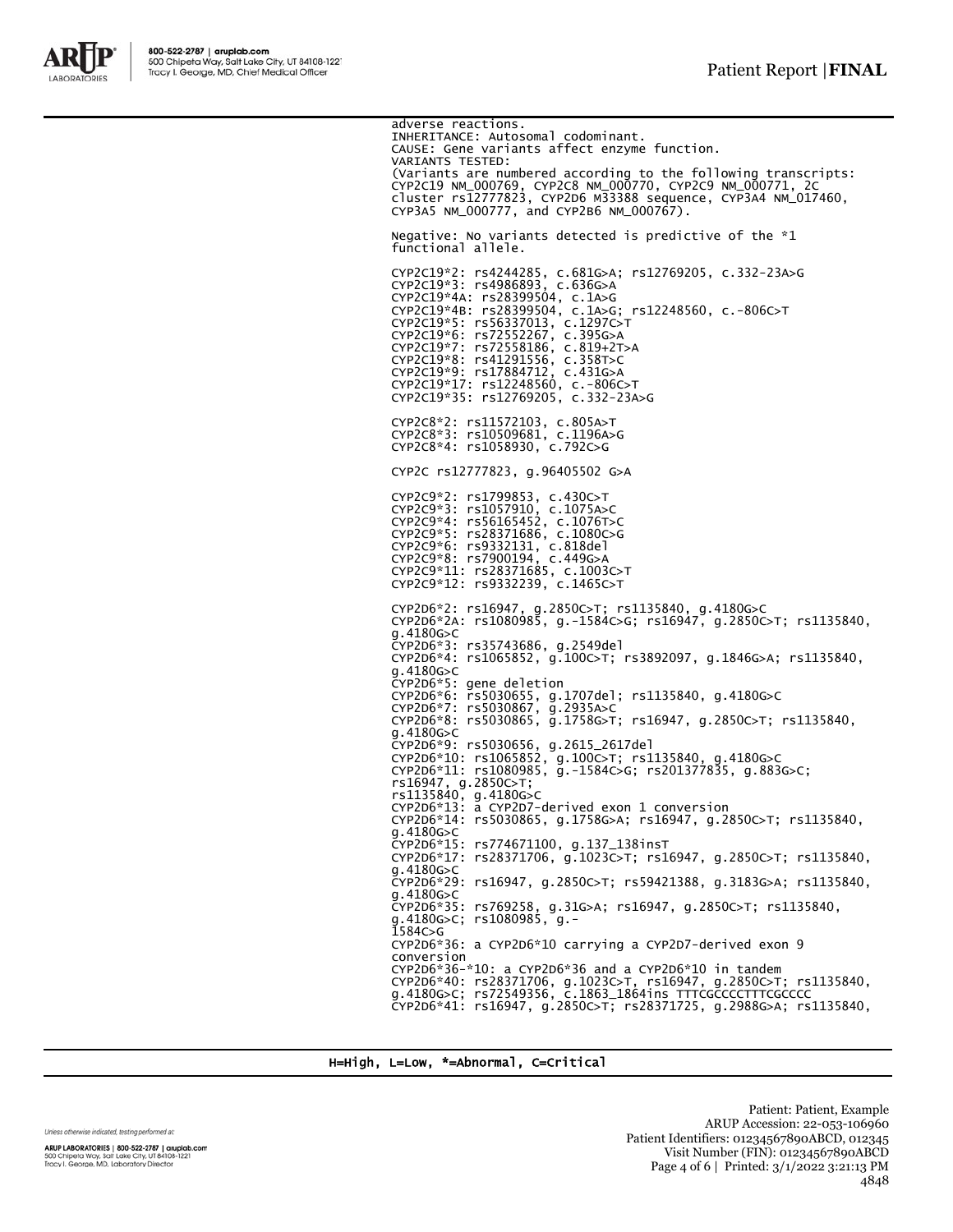adverse reactions.
INHERITANCE: Autosomal codominant.
CAUSE: Gene variants affect enzyme function.
VARIANTS TESTED:
(Variants are numbered according to the following transcripts: CYP2C19 NM_000769, CYP2C8 NM_000770, CYP2C9 NM_000771, 2C cluster rs12777823, CYP2D6 M33388 sequence, CYP3A4 NM_017460, CYP3A5 NM_000777, and CYP2B6 NM_000767).

Negative: No variants detected is predictive of the *1 functional allele.

CYP2C19*2: rs4244285, c.681G>A; rs12769205, c.332-23A>G
CYP2C19*3: rs4986893, c.636G>A
CYP2C19*4A: rs28399504, c.1A>G
CYP2C19*4B: rs28399504, c.1A>G; rs12248560, c.-806C>T
CYP2C19*5: rs56337013, c.1297C>T
CYP2C19*6: rs72552267, c.395G>A
CYP2C19*7: rs72558186, c.819+2T>A
CYP2C19*8: rs41291556, c.358T>C
CYP2C19*9: rs17884712, c.431G>A
CYP2C19*17: rs12248560, c.-806C>T
CYP2C19*35: rs12769205, c.332-23A>G

CYP2C8*2: rs11572103, c.805A>T
CYP2C8*3: rs10509681, c.1196A>G
CYP2C8*4: rs1058930, c.792C>G

CYP2C rs12777823, g.96405502 G>A

CYP2C9*2: rs1799853, c.430C>T
CYP2C9*3: rs1057910, c.1075A>C
CYP2C9*4: rs56165452, c.1076T>C
CYP2C9*5: rs28371686, c.1080C>G
CYP2C9*6: rs9332131, c.818del
CYP2C9*8: rs7900194, c.449G>A
CYP2C9*11: rs28371685, c.1003C>T
CYP2C9*12: rs9332239, c.1465C>T

CYP2D6*2: rs16947, g.2850C>T; rs1135840, g.4180G>C
CYP2D6*2A: rs1080985, g.-1584C>G; rs16947, g.2850C>T; rs1135840, g.4180G>C
CYP2D6*3: rs35743686, g.2549del
CYP2D6*4: rs1065852, g.100C>T; rs3892097, g.1846G>A; rs1135840, g.4180G>C
CYP2D6*5: gene deletion
CYP2D6*6: rs5030655, g.1707del; rs1135840, g.4180G>C
CYP2D6*7: rs5030867, g.2935A>C
CYP2D6*8: rs5030865, g.1758G>T; rs16947, g.2850C>T; rs1135840, g.4180G>C
CYP2D6*9: rs5030656, g.2615_2617del
CYP2D6*10: rs1065852, g.100C>T; rs1135840, g.4180G>C
CYP2D6*11: rs1080985, g.-1584C>G; rs201377835, g.883G>C; rs16947, g.2850C>T;
rs1135840, g.4180G>C
CYP2D6*13: a CYP2D7-derived exon 1 conversion
CYP2D6*14: rs5030865, g.1758G>A; rs16947, g.2850C>T; rs1135840, g.4180G>C
CYP2D6*15: rs774671100, g.137_138insT
CYP2D6*17: rs28371706, g.1023C>T; rs16947, g.2850C>T; rs1135840, g.4180G>C
CYP2D6*29: rs16947, g.2850C>T; rs59421388, g.3183G>A; rs1135840, g.4180G>C
CYP2D6*35: rs769258, g.31G>A; rs16947, g.2850C>T; rs1135840, g.4180G>C; rs1080985, g.-1584C>G
CYP2D6*36: a CYP2D6*10 carrying a CYP2D7-derived exon 9 conversion
CYP2D6*36-*10: a CYP2D6*36 and a CYP2D6*10 in tandem
CYP2D6*40: rs28371706, g.1023C>T, rs16947, g.2850C>T; rs1135840, g.4180G>C; rs72549356, c.1863_1864ins TTTCGCCCCTTTCGCCCC
CYP2D6*41: rs16947, g.2850C>T; rs28371725, g.2988G>A; rs1135840,

H=High, L=Low, *=Abnormal, C=Critical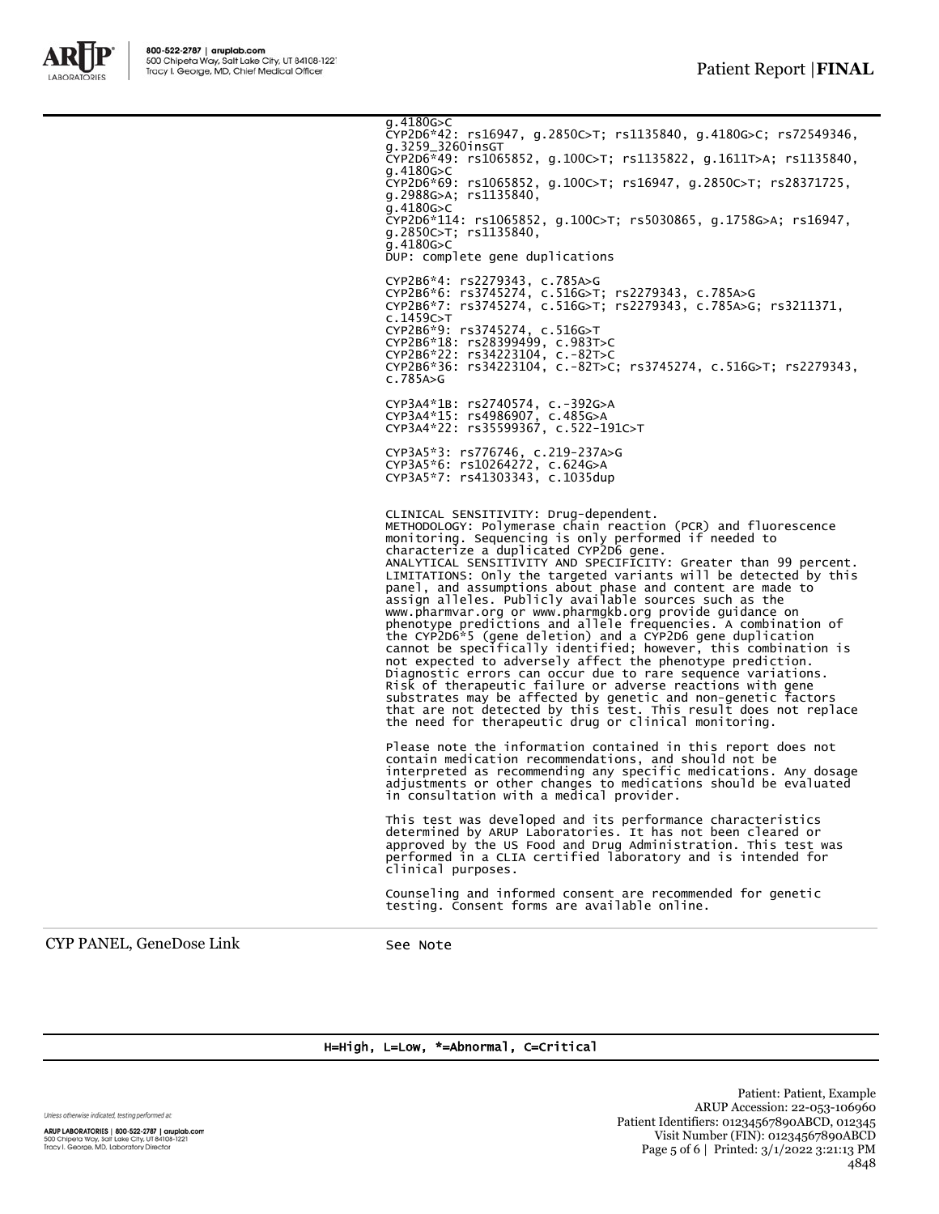g.4180G>C
CYP2D6*42: rs16947, g.2850C>T; rs1135840, g.4180G>C; rs72549346, g.3259_3260insGT
CYP2D6*49: rs1065852, g.100C>T; rs1135822, g.1611T>A; rs1135840, g.4180G>C
CYP2D6*69: rs1065852, g.100C>T; rs16947, g.2850C>T; rs28371725, g.2988G>A; rs1135840,
g.4180G>C
CYP2D6*114: rs1065852, g.100C>T; rs5030865, g.1758G>A; rs16947, g.2850C>T; rs1135840,
g.4180G>C
DUP: complete gene duplications

CYP2B6*4: rs2279343, c.785A>G
CYP2B6*6: rs3745274, c.516G>T; rs2279343, c.785A>G
CYP2B6*7: rs3745274, c.516G>T; rs2279343, c.785A>G; rs3211371, c.1459C>T
CYP2B6*9: rs3745274, c.516G>T
CYP2B6*18: rs28399499, c.983T>C
CYP2B6*22: rs34223104, c.-82T>C
CYP2B6*36: rs34223104, c.-82T>C; rs3745274, c.516G>T; rs2279343, c.785A>G

CYP3A4*1B: rs2740574, c.-392G>A
CYP3A4*15: rs4986907, c.485G>A
CYP3A4*22: rs35599367, c.522-191C>T

CYP3A5*3: rs776746, c.219-237A>G
CYP3A5*6: rs10264272, c.624G>A
CYP3A5*7: rs41303343, c.1035dup

CLINICAL SENSITIVITY: Drug-dependent.
METHODOLOGY: Polymerase chain reaction (PCR) and fluorescence monitoring. Sequencing is only performed if needed to characterize a duplicated CYP2D6 gene.
ANALYTICAL SENSITIVITY AND SPECIFICITY: Greater than 99 percent.
LIMITATIONS: Only the targeted variants will be detected by this panel, and assumptions about phase and content are made to assign alleles. Publicly available sources such as the www.pharmvar.org or www.pharmgkb.org provide guidance on phenotype predictions and allele frequencies. A combination of the CYP2D6*5 (gene deletion) and a CYP2D6 gene duplication cannot be specifically identified; however, this combination is not expected to adversely affect the phenotype prediction. Diagnostic errors can occur due to rare sequence variations. Risk of therapeutic failure or adverse reactions with gene substrates may be affected by genetic and non-genetic factors that are not detected by this test. This result does not replace the need for therapeutic drug or clinical monitoring.

Please note the information contained in this report does not contain medication recommendations, and should not be interpreted as recommending any specific medications. Any dosage adjustments or other changes to medications should be evaluated in consultation with a medical provider.

This test was developed and its performance characteristics determined by ARUP Laboratories. It has not been cleared or approved by the US Food and Drug Administration. This test was performed in a CLIA certified laboratory and is intended for clinical purposes.

Counseling and informed consent are recommended for genetic testing. Consent forms are available online.

| CYP PANEL, GeneDose Link | See Note |
|---|---|

H=High, L=Low, *=Abnormal, C=Critical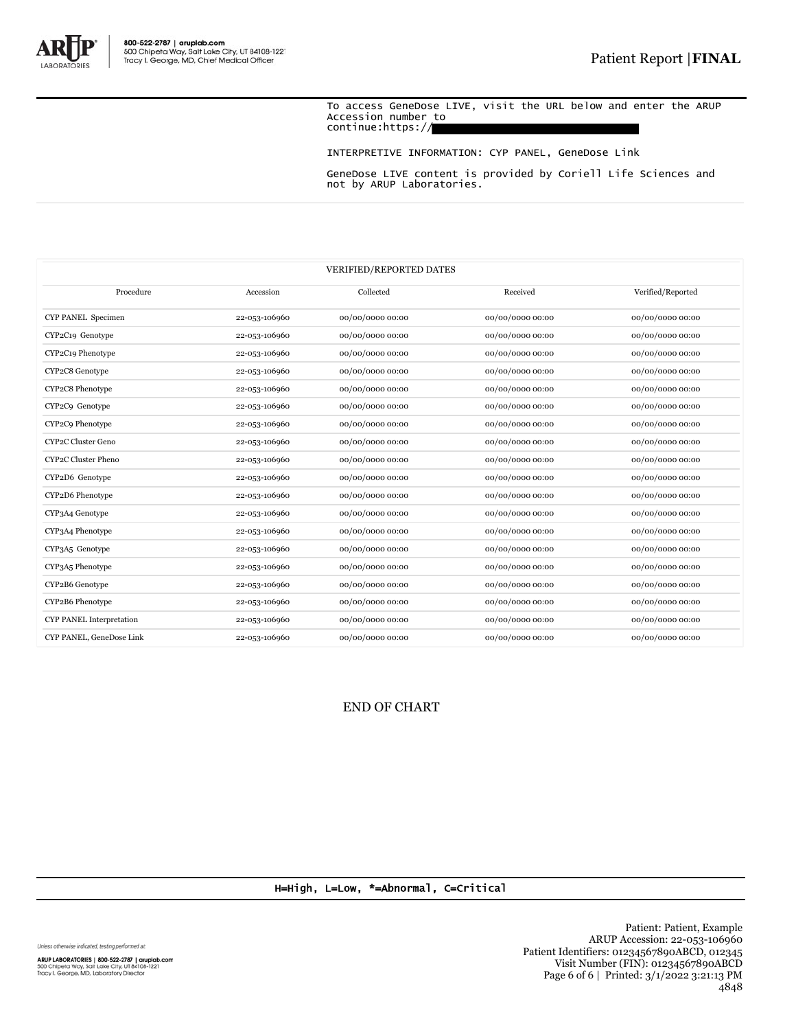To access GeneDose LIVE, visit the URL below and enter the ARUP Accession number to continue:https://

INTERPRETIVE INFORMATION: CYP PANEL, GeneDose Link

GeneDose LIVE content is provided by Coriell Life Sciences and not by ARUP Laboratories.

VERIFIED/REPORTED DATES

| Procedure | Accession | Collected | Received | Verified/Reported |
|---|---|---|---|---|
| CYP PANEL Specimen | 22-053-106960 | 00/00/0000 00:00 | 00/00/0000 00:00 | 00/00/0000 00:00 |
| CYP2C19 Genotype | 22-053-106960 | 00/00/0000 00:00 | 00/00/0000 00:00 | 00/00/0000 00:00 |
| CYP2C19 Phenotype | 22-053-106960 | 00/00/0000 00:00 | 00/00/0000 00:00 | 00/00/0000 00:00 |
| CYP2C8 Genotype | 22-053-106960 | 00/00/0000 00:00 | 00/00/0000 00:00 | 00/00/0000 00:00 |
| CYP2C8 Phenotype | 22-053-106960 | 00/00/0000 00:00 | 00/00/0000 00:00 | 00/00/0000 00:00 |
| CYP2C9 Genotype | 22-053-106960 | 00/00/0000 00:00 | 00/00/0000 00:00 | 00/00/0000 00:00 |
| CYP2C9 Phenotype | 22-053-106960 | 00/00/0000 00:00 | 00/00/0000 00:00 | 00/00/0000 00:00 |
| CYP2C Cluster Geno | 22-053-106960 | 00/00/0000 00:00 | 00/00/0000 00:00 | 00/00/0000 00:00 |
| CYP2C Cluster Pheno | 22-053-106960 | 00/00/0000 00:00 | 00/00/0000 00:00 | 00/00/0000 00:00 |
| CYP2D6 Genotype | 22-053-106960 | 00/00/0000 00:00 | 00/00/0000 00:00 | 00/00/0000 00:00 |
| CYP2D6 Phenotype | 22-053-106960 | 00/00/0000 00:00 | 00/00/0000 00:00 | 00/00/0000 00:00 |
| CYP3A4 Genotype | 22-053-106960 | 00/00/0000 00:00 | 00/00/0000 00:00 | 00/00/0000 00:00 |
| CYP3A4 Phenotype | 22-053-106960 | 00/00/0000 00:00 | 00/00/0000 00:00 | 00/00/0000 00:00 |
| CYP3A5 Genotype | 22-053-106960 | 00/00/0000 00:00 | 00/00/0000 00:00 | 00/00/0000 00:00 |
| CYP3A5 Phenotype | 22-053-106960 | 00/00/0000 00:00 | 00/00/0000 00:00 | 00/00/0000 00:00 |
| CYP2B6 Genotype | 22-053-106960 | 00/00/0000 00:00 | 00/00/0000 00:00 | 00/00/0000 00:00 |
| CYP2B6 Phenotype | 22-053-106960 | 00/00/0000 00:00 | 00/00/0000 00:00 | 00/00/0000 00:00 |
| CYP PANEL Interpretation | 22-053-106960 | 00/00/0000 00:00 | 00/00/0000 00:00 | 00/00/0000 00:00 |
| CYP PANEL, GeneDose Link | 22-053-106960 | 00/00/0000 00:00 | 00/00/0000 00:00 | 00/00/0000 00:00 |

END OF CHART